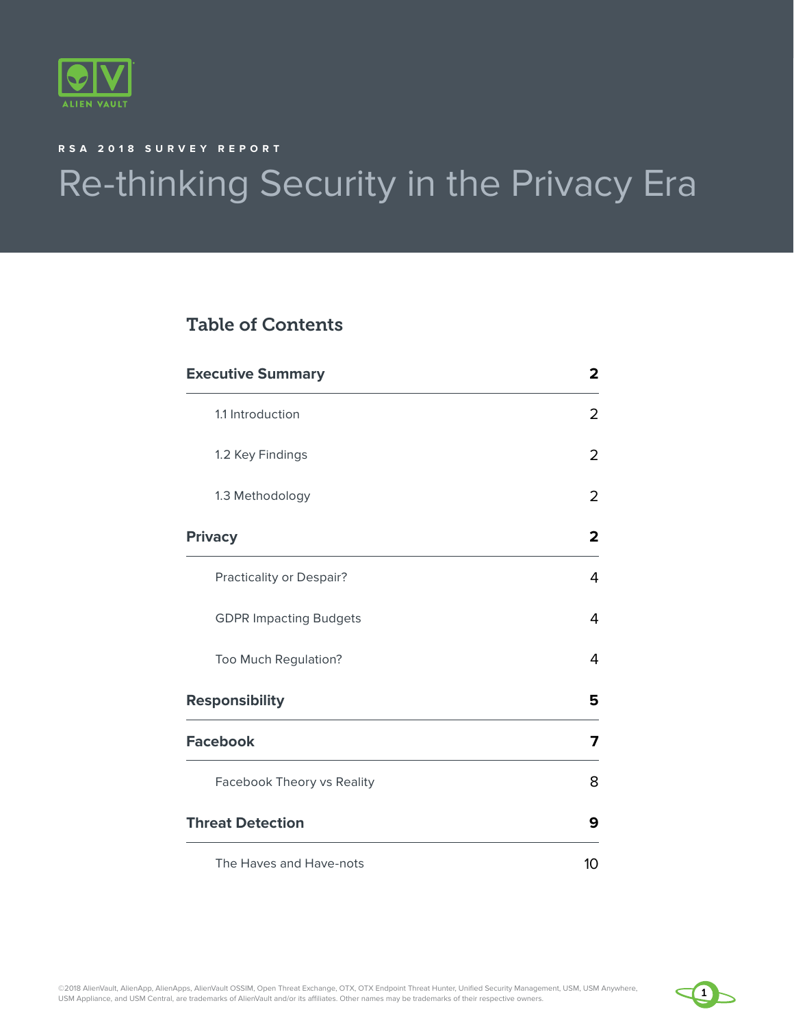ALIEN VAULT

RSA 2018 SURVEY REPORT

# Re-thinking Security in the Privacy Era

## Table of Contents

| | |
|---|---|
| **Executive Summary** | **2** |
| 1.1 Introduction | 2 |
| 1.2 Key Findings | 2 |
| 1.3 Methodology | 2 |
| **Privacy** | **2** |
| Practicality or Despair? | 4 |
| GDPR Impacting Budgets | 4 |
| Too Much Regulation? | 4 |
| **Responsibility** | **5** |
| **Facebook** | **7** |
| Facebook Theory vs Reality | 8 |
| **Threat Detection** | **9** |
| The Haves and Have-nots | 10 |

©2018 AlienVault, AlienApp, AlienApps, AlienVault OSSIM, Open Threat Exchange, OTX, OTX Endpoint Threat Hunter, Unified Security Management, USM, USM Anywhere, USM Appliance, and USM Central, are trademarks of AlienVault and/or its affiliates. Other names may be trademarks of their respective owners.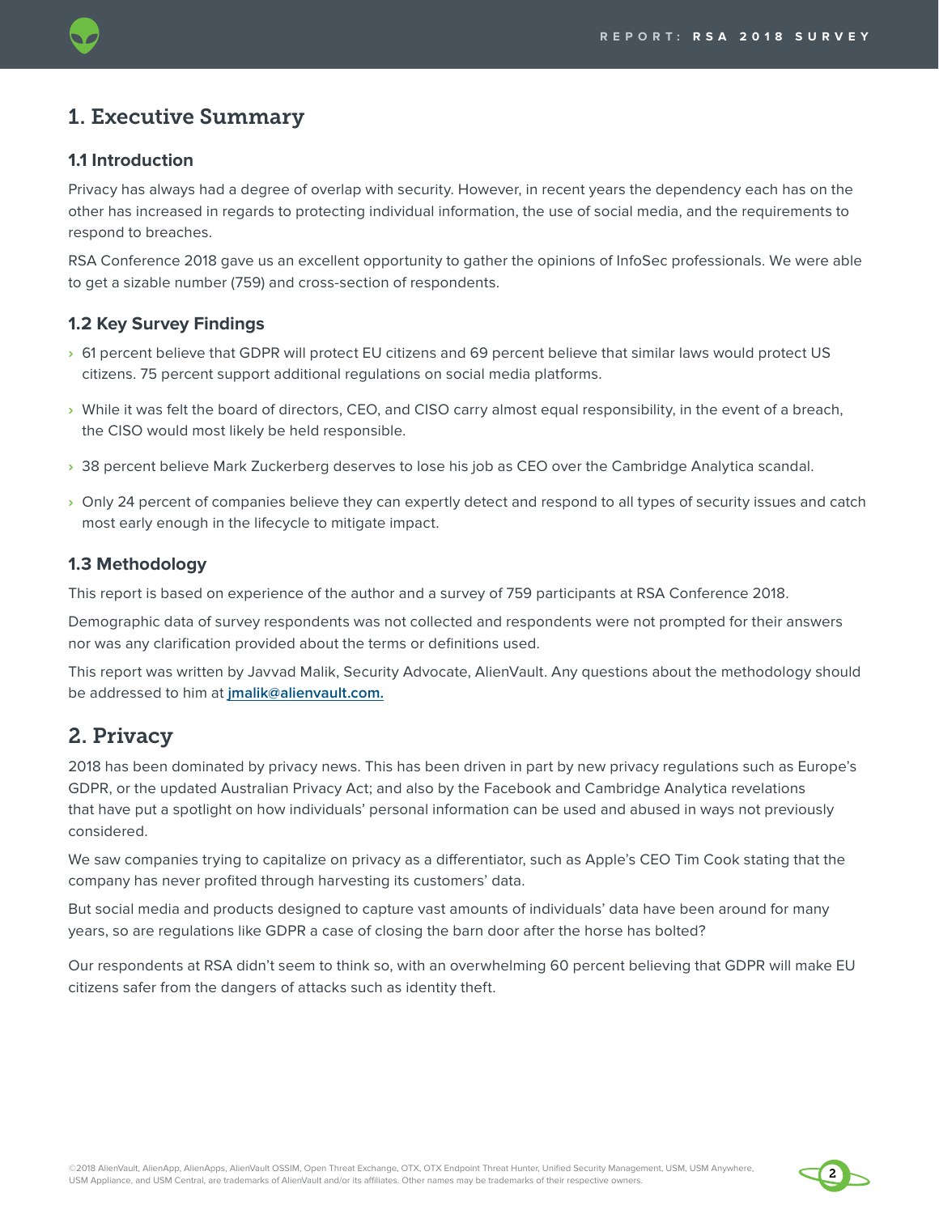# 1. Executive Summary

## 1.1 Introduction

Privacy has always had a degree of overlap with security. However, in recent years the dependency each has on the other has increased in regards to protecting individual information, the use of social media, and the requirements to respond to breaches.

RSA Conference 2018 gave us an excellent opportunity to gather the opinions of InfoSec professionals. We were able to get a sizable number (759) and cross-section of respondents.

## 1.2 Key Survey Findings

- 61 percent believe that GDPR will protect EU citizens and 69 percent believe that similar laws would protect US citizens. 75 percent support additional regulations on social media platforms.
- While it was felt the board of directors, CEO, and CISO carry almost equal responsibility, in the event of a breach, the CISO would most likely be held responsible.
- 38 percent believe Mark Zuckerberg deserves to lose his job as CEO over the Cambridge Analytica scandal.
- Only 24 percent of companies believe they can expertly detect and respond to all types of security issues and catch most early enough in the lifecycle to mitigate impact.

## 1.3 Methodology

This report is based on experience of the author and a survey of 759 participants at RSA Conference 2018.

Demographic data of survey respondents was not collected and respondents were not prompted for their answers nor was any clarification provided about the terms or definitions used.

This report was written by Javvad Malik, Security Advocate, AlienVault. Any questions about the methodology should be addressed to him at **jmalik@alienvault.com.**

# 2. Privacy

2018 has been dominated by privacy news. This has been driven in part by new privacy regulations such as Europe's GDPR, or the updated Australian Privacy Act; and also by the Facebook and Cambridge Analytica revelations that have put a spotlight on how individuals' personal information can be used and abused in ways not previously considered.

We saw companies trying to capitalize on privacy as a differentiator, such as Apple's CEO Tim Cook stating that the company has never profited through harvesting its customers' data.

But social media and products designed to capture vast amounts of individuals' data have been around for many years, so are regulations like GDPR a case of closing the barn door after the horse has bolted?

Our respondents at RSA didn't seem to think so, with an overwhelming 60 percent believing that GDPR will make EU citizens safer from the dangers of attacks such as identity theft.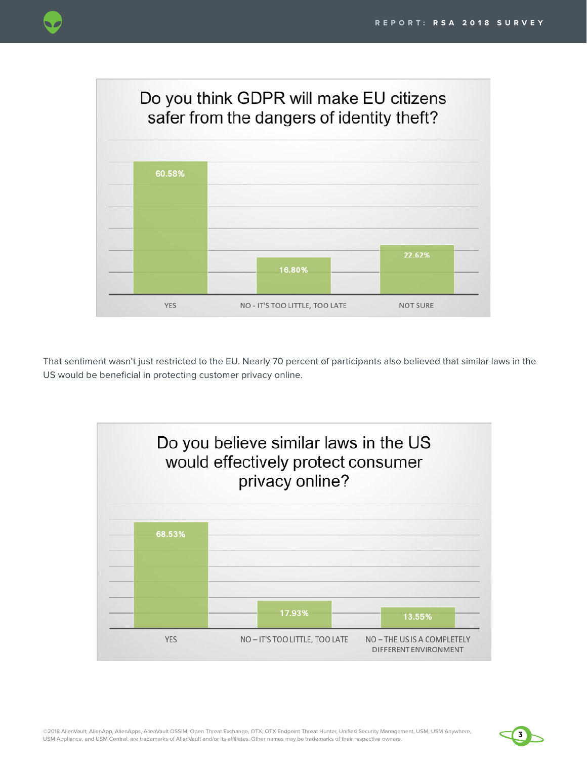## Do you think GDPR will make EU citizens safer from the dangers of identity theft?

| Response | Percentage |
| --- | --- |
| YES | 60.58% |
| NO - IT'S TOO LITTLE, TOO LATE | 16.80% |
| NOT SURE | 22.62% |

That sentiment wasn't just restricted to the EU. Nearly 70 percent of participants also believed that similar laws in the US would be beneficial in protecting customer privacy online.

## Do you believe similar laws in the US would effectively protect consumer privacy online?

| Response | Percentage |
| --- | --- |
| YES | 68.53% |
| NO – IT'S TOO LITTLE, TOO LATE | 17.93% |
| NO – THE US IS A COMPLETELY DIFFERENT ENVIRONMENT | 13.55% |

©2018 AlienVault, AlienApp, AlienApps, AlienVault OSSIM, Open Threat Exchange, OTX, OTX Endpoint Threat Hunter, Unified Security Management, USM, USM Anywhere, USM Appliance, and USM Central, are trademarks of AlienVault and/or its affiliates. Other names may be trademarks of their respective owners.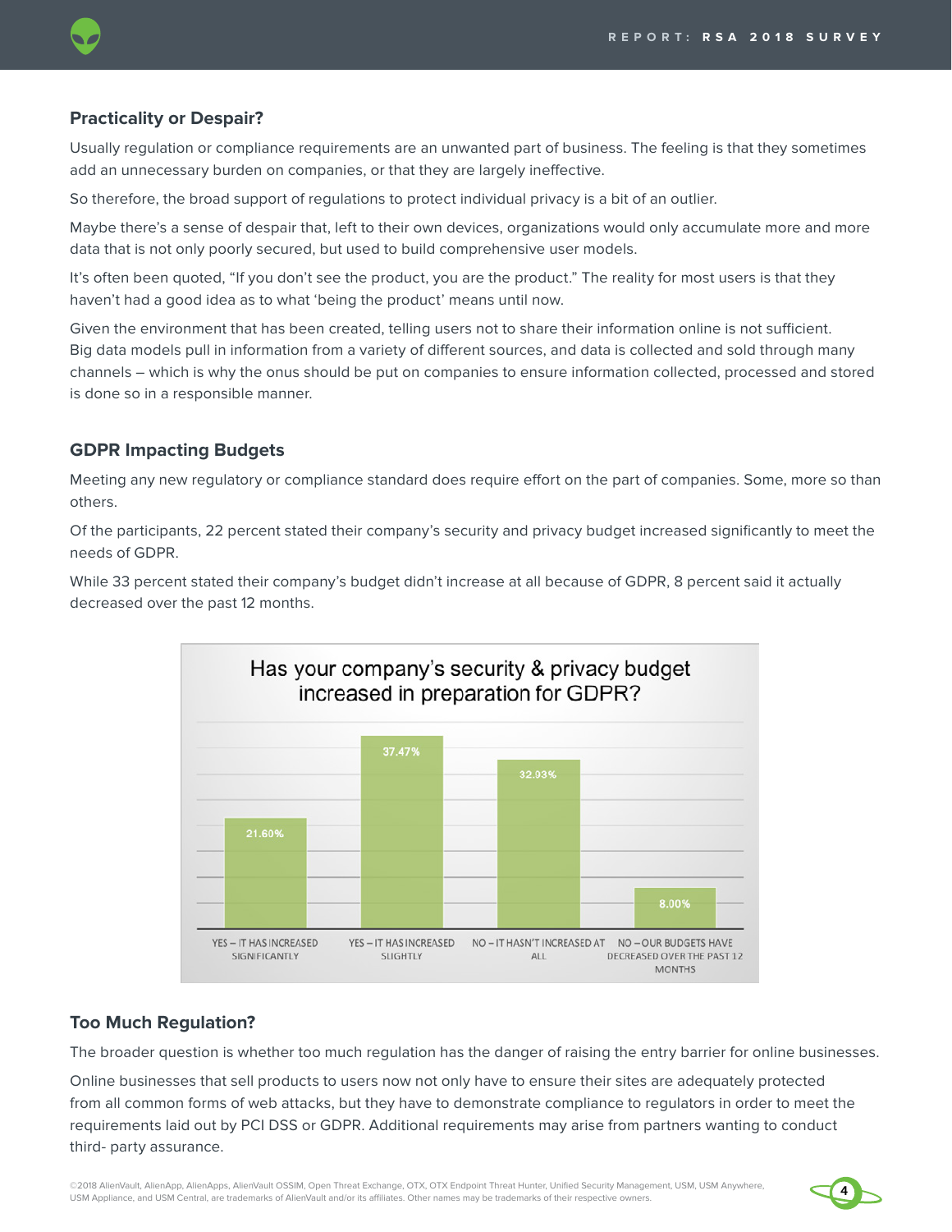## Practicality or Despair?

Usually regulation or compliance requirements are an unwanted part of business. The feeling is that they sometimes add an unnecessary burden on companies, or that they are largely ineffective.

So therefore, the broad support of regulations to protect individual privacy is a bit of an outlier.

Maybe there's a sense of despair that, left to their own devices, organizations would only accumulate more and more data that is not only poorly secured, but used to build comprehensive user models.

It's often been quoted, "If you don't see the product, you are the product." The reality for most users is that they haven't had a good idea as to what 'being the product' means until now.

Given the environment that has been created, telling users not to share their information online is not sufficient. Big data models pull in information from a variety of different sources, and data is collected and sold through many channels – which is why the onus should be put on companies to ensure information collected, processed and stored is done so in a responsible manner.

## GDPR Impacting Budgets

Meeting any new regulatory or compliance standard does require effort on the part of companies. Some, more so than others.

Of the participants, 22 percent stated their company's security and privacy budget increased significantly to meet the needs of GDPR.

While 33 percent stated their company's budget didn't increase at all because of GDPR, 8 percent said it actually decreased over the past 12 months.

**Has your company's security & privacy budget increased in preparation for GDPR?**

| Response | Percentage |
|---|---|
| YES – IT HAS INCREASED SIGNIFICANTLY | 21.60% |
| YES – IT HAS INCREASED SLIGHTLY | 37.47% |
| NO – IT HASN'T INCREASED AT ALL | 32.93% |
| NO – OUR BUDGETS HAVE DECREASED OVER THE PAST 12 MONTHS | 8.00% |

## Too Much Regulation?

The broader question is whether too much regulation has the danger of raising the entry barrier for online businesses.

Online businesses that sell products to users now not only have to ensure their sites are adequately protected from all common forms of web attacks, but they have to demonstrate compliance to regulators in order to meet the requirements laid out by PCI DSS or GDPR. Additional requirements may arise from partners wanting to conduct third- party assurance.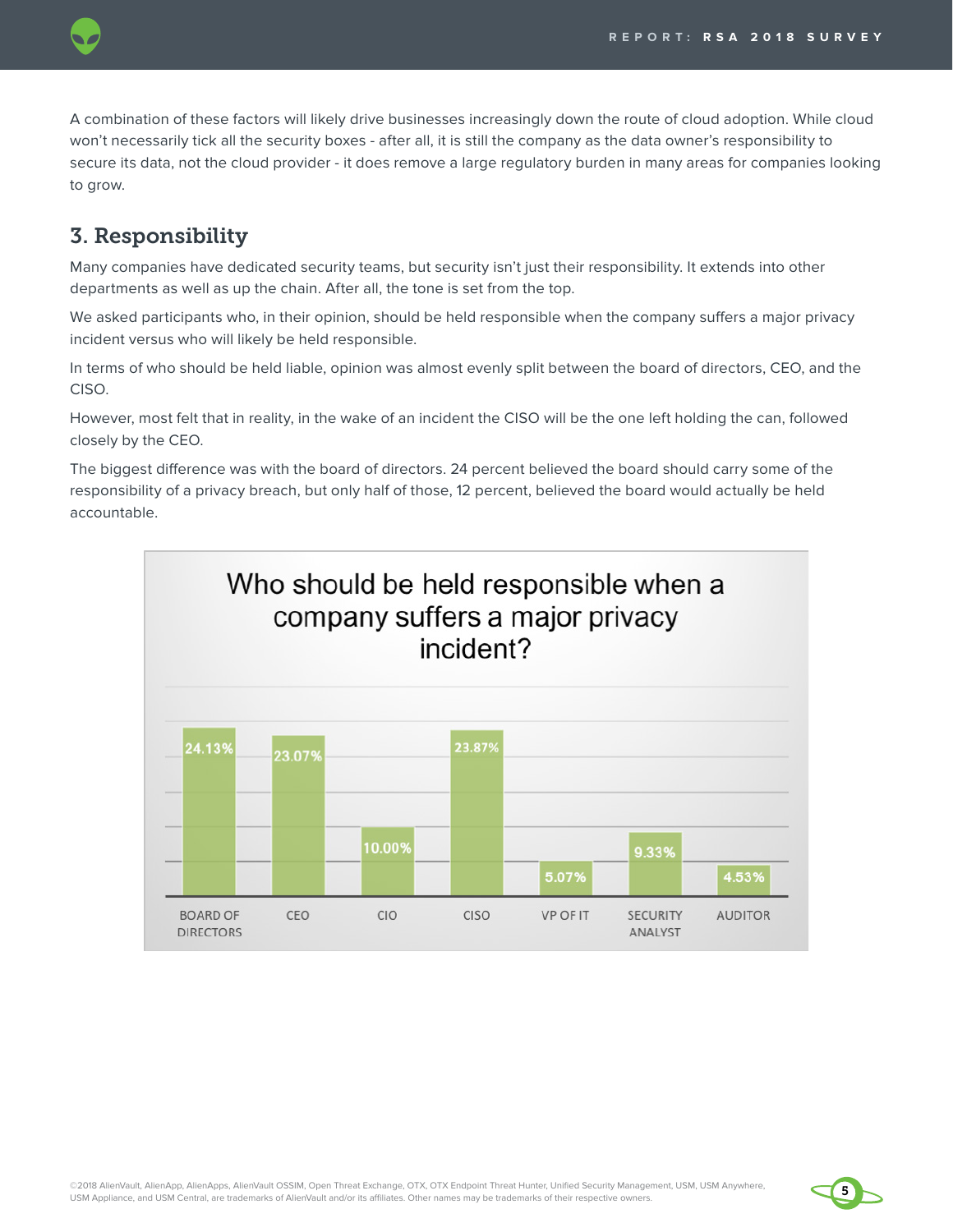A combination of these factors will likely drive businesses increasingly down the route of cloud adoption. While cloud won't necessarily tick all the security boxes - after all, it is still the company as the data owner's responsibility to secure its data, not the cloud provider - it does remove a large regulatory burden in many areas for companies looking to grow.

## 3. Responsibility

Many companies have dedicated security teams, but security isn't just their responsibility. It extends into other departments as well as up the chain. After all, the tone is set from the top.

We asked participants who, in their opinion, should be held responsible when the company suffers a major privacy incident versus who will likely be held responsible.

In terms of who should be held liable, opinion was almost evenly split between the board of directors, CEO, and the CISO.

However, most felt that in reality, in the wake of an incident the CISO will be the one left holding the can, followed closely by the CEO.

The biggest difference was with the board of directors. 24 percent believed the board should carry some of the responsibility of a privacy breach, but only half of those, 12 percent, believed the board would actually be held accountable.

**Who should be held responsible when a company suffers a major privacy incident?**

| Role | Percentage |
|---|---|
| BOARD OF DIRECTORS | 24.13% |
| CEO | 23.07% |
| CIO | 10.00% |
| CISO | 23.87% |
| VP OF IT | 5.07% |
| SECURITY ANALYST | 9.33% |
| AUDITOR | 4.53% |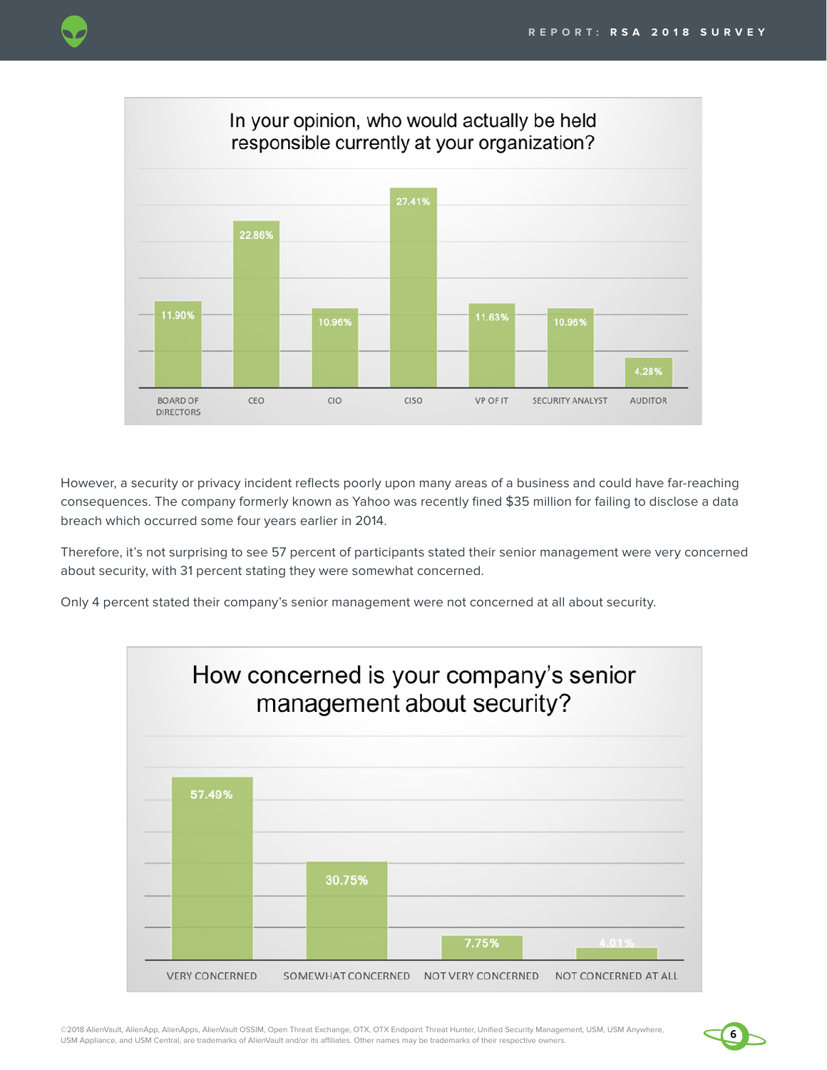**In your opinion, who would actually be held responsible currently at your organization?**

| Role | Percentage |
| --- | --- |
| BOARD OF DIRECTORS | 11.90% |
| CEO | 22.86% |
| CIO | 10.96% |
| CISO | 27.41% |
| VP OF IT | 11.63% |
| SECURITY ANALYST | 10.96% |
| AUDITOR | 4.28% |

However, a security or privacy incident reflects poorly upon many areas of a business and could have far-reaching consequences. The company formerly known as Yahoo was fined $35 million recently for failing to disclose a data breach which occurred some four years earlier in 2014.

Therefore, it's not surprising to see 57 percent of participants stated their senior management were very concerned about security, with 31 percent stating they were somewhat concerned.

Only 4 percent stated their company's senior management were not concerned at all about security.

**How concerned is your company's senior management about security?**

| Response | Percentage |
| --- | --- |
| VERY CONCERNED | 57.49% |
| SOMEWHAT CONCERNED | 30.75% |
| NOT VERY CONCERNED | 7.75% |
| NOT CONCERNED AT ALL | 4.01% |

©2018 AlienVault, AlienApp, AlienApps, AlienVault OSSIM, Open Threat Exchange, OTX, OTX Endpoint Threat Hunter, Unified Security Management, USM, USM Anywhere, USM Appliance, and USM Central, are trademarks of AlienVault and/or its affiliates. Other names may be trademarks of their respective owners.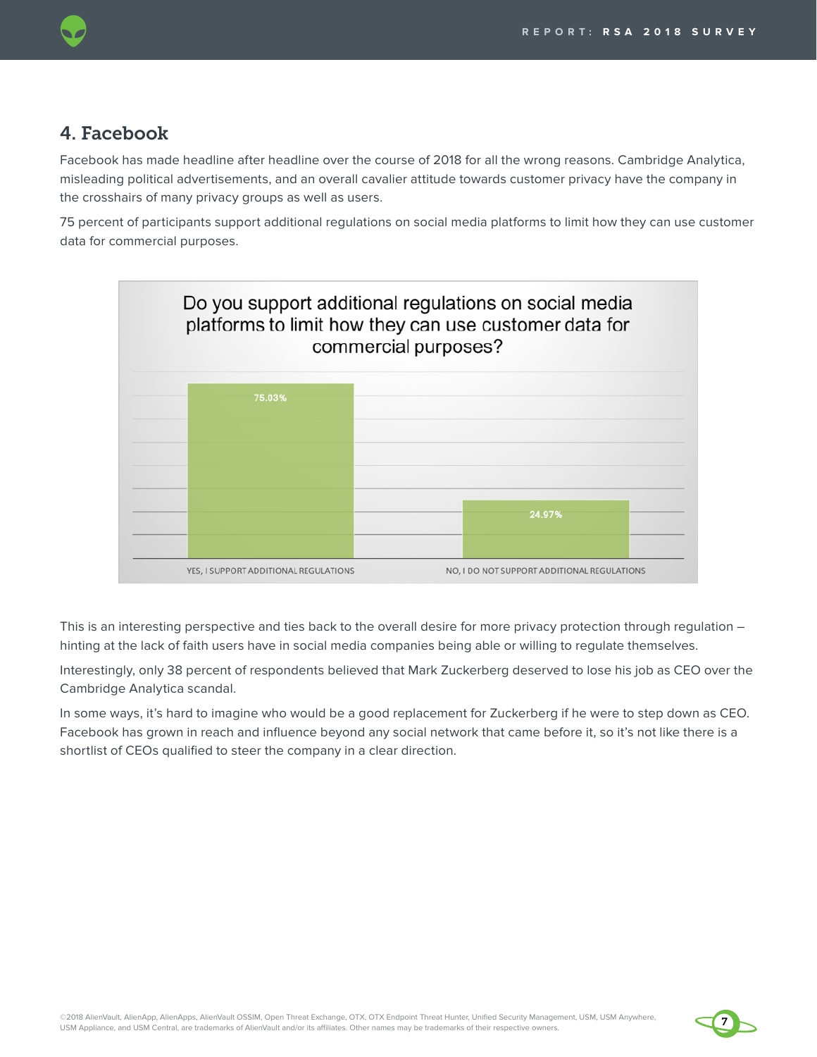## 4. Facebook

Facebook has made headline after headline over the course of 2018 for all the wrong reasons. Cambridge Analytica, misleading political advertisements, and an overall cavalier attitude towards customer privacy have the company in the crosshairs of many privacy groups as well as users.

75 percent of participants support additional regulations on social media platforms to limit how they can use customer data for commercial purposes.

**Do you support additional regulations on social media platforms to limit how they can use customer data for commercial purposes?**

| Response | Percentage |
| --- | --- |
| YES, I SUPPORT ADDITIONAL REGULATIONS | 75.03% |
| NO, I DO NOT SUPPORT ADDITIONAL REGULATIONS | 24.97% |

This is an interesting perspective and ties back to the overall desire for more privacy protection through regulation – hinting at the lack of faith users have in social media companies being able or willing to regulate themselves.

Interestingly, only 38 percent of respondents believed that Mark Zuckerberg deserved to lose his job as CEO over the Cambridge Analytica scandal.

In some ways, it's hard to imagine who would be a good replacement for Zuckerberg if he were to step down as CEO. Facebook has grown in reach and influence beyond any social network that came before it, so it's not like there is a shortlist of CEOs qualified to steer the company in a clear direction.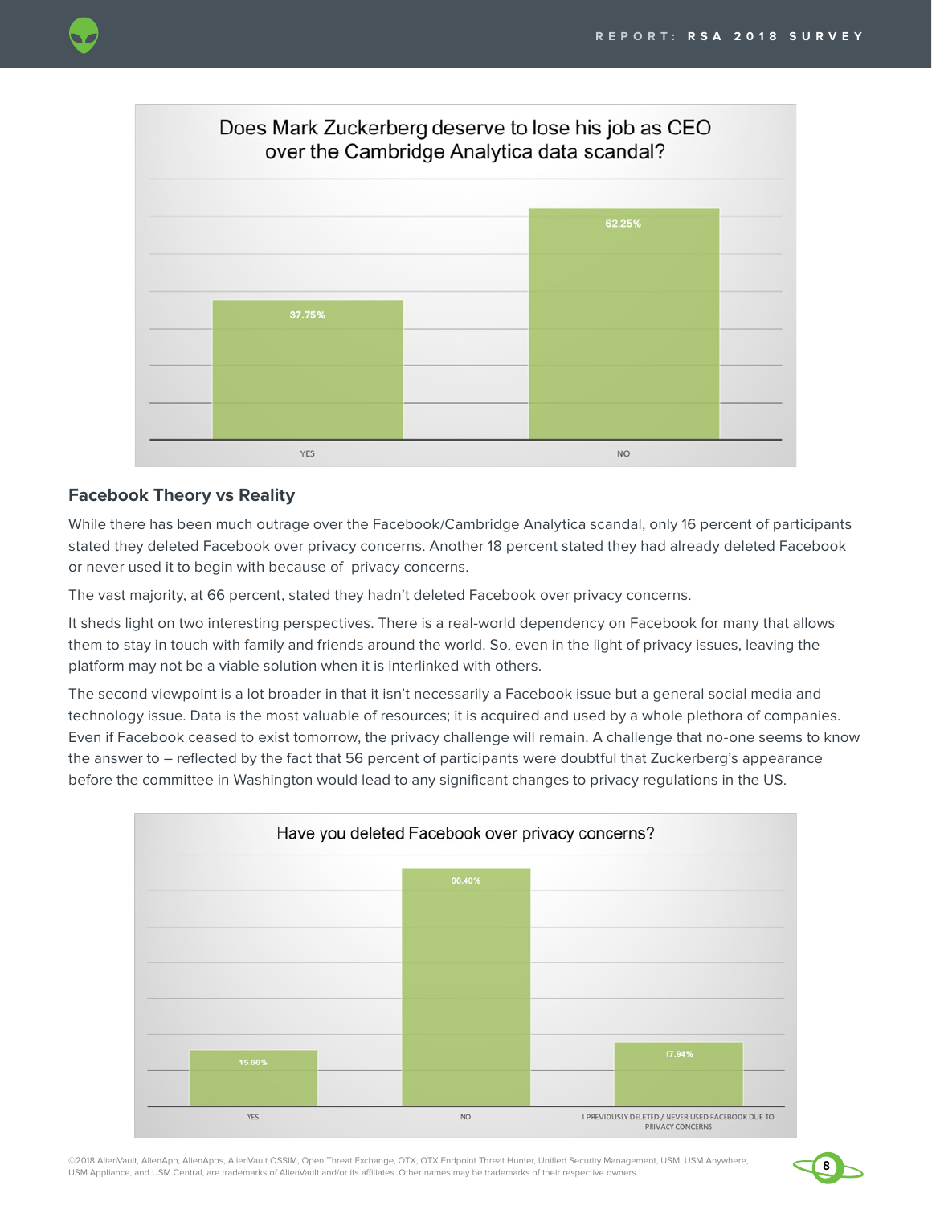Does Mark Zuckerberg deserve to lose his job as CEO over the Cambridge Analytica data scandal?

| | Percentage |
|---|---|
| YES | 37.75% |
| NO | 62.25% |

## Facebook Theory vs Reality

While there has been much outrage over the Facebook/Cambridge Analytica scandal, only 16 percent of participants stated they deleted Facebook over privacy concerns. Another 18 percent stated they had already deleted Facebook or never used it to begin with because of privacy concerns.

The vast majority, at 66 percent, stated they hadn't deleted Facebook over privacy concerns.

It sheds light on two interesting perspectives. There is a real-world dependency on Facebook for many that allows them to stay in touch with family and friends around the world. So, even in the light of privacy issues, leaving the platform may not be a viable solution when it is interlinked with others.

The second viewpoint is a lot broader in that it isn't necessarily a Facebook issue but a general social media and technology issue. Data is the most valuable of resources; it is acquired and used by a whole plethora of companies. Even if Facebook ceased to exist tomorrow, the privacy challenge will remain. A challenge that no-one seems to know the answer to – reflected by the fact that 56 percent of participants were doubtful that Zuckerberg's appearance before the committee in Washington would lead to any significant changes to privacy regulations in the US.

Have you deleted Facebook over privacy concerns?

| | Percentage |
|---|---|
| YES | 15.66% |
| NO | 66.40% |
| I PREVIOUSLY DELETED / NEVER USED FACEBOOK DUE TO PRIVACY CONCERNS | 17.94% |

©2018 AlienVault, AlienApp, AlienApps, AlienVault OSSIM, Open Threat Exchange, OTX, OTX Endpoint Threat Hunter, Unified Security Management, USM, USM Anywhere, USM Appliance, and USM Central, are trademarks of AlienVault and/or its affiliates. Other names may be trademarks of their respective owners.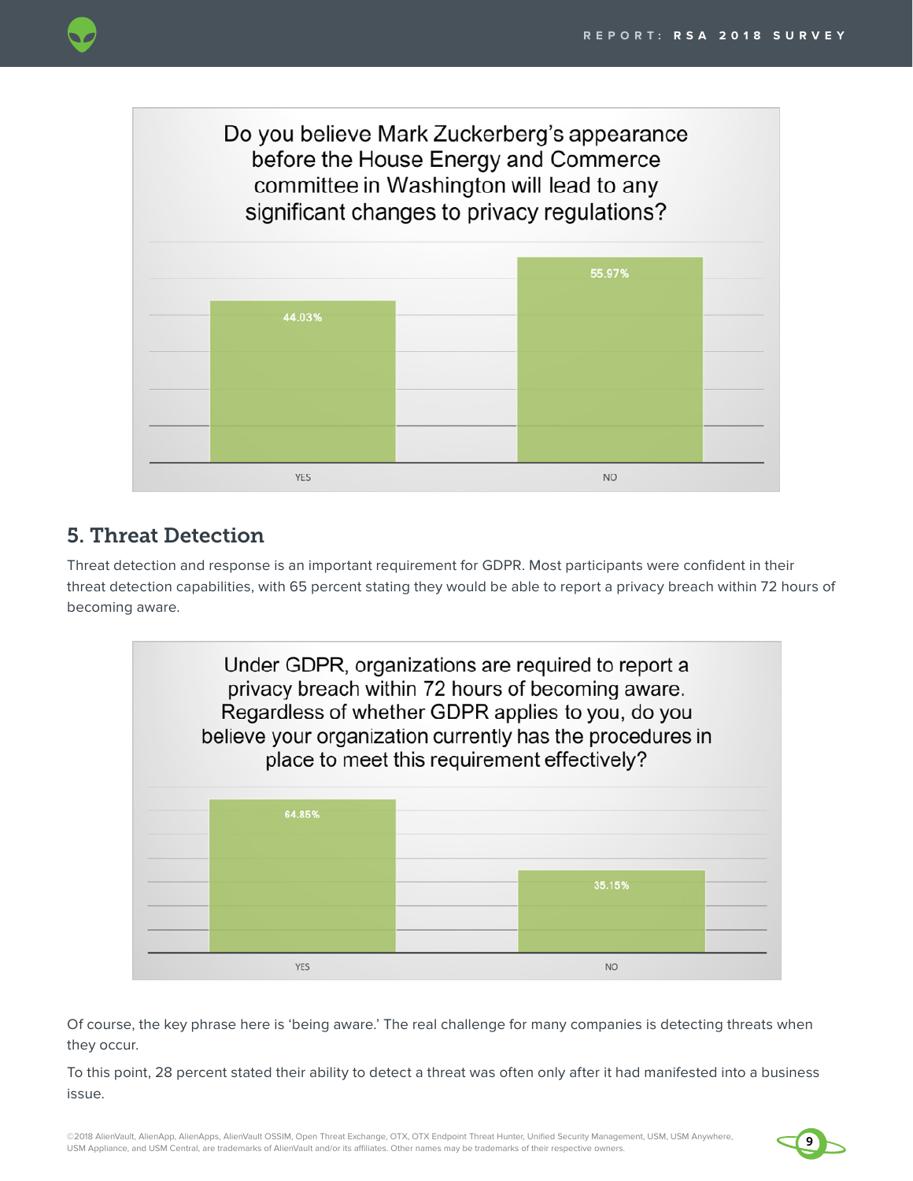**Do you believe Mark Zuckerberg's appearance before the House Energy and Commerce committee in Washington will lead to any significant changes to privacy regulations?**

| Response | Percentage |
| --- | --- |
| YES | 44.03% |
| NO | 55.97% |

## 5. Threat Detection

Threat detection and response is an important requirement for GDPR. Most participants were confident in their threat detection capabilities, with 65 percent stating they would be able to report a privacy breach within 72 hours of becoming aware.

**Under GDPR, organizations are required to report a privacy breach within 72 hours of becoming aware. Regardless of whether GDPR applies to you, do you believe your organization currently has the procedures in place to meet this requirement effectively?**

| Response | Percentage |
| --- | --- |
| YES | 64.85% |
| NO | 35.15% |

Of course, the key phrase here is 'being aware.' The real challenge for many companies is detecting threats when they occur.

To this point, 28 percent stated their ability to detect a threat was often only after it had manifested into a business issue.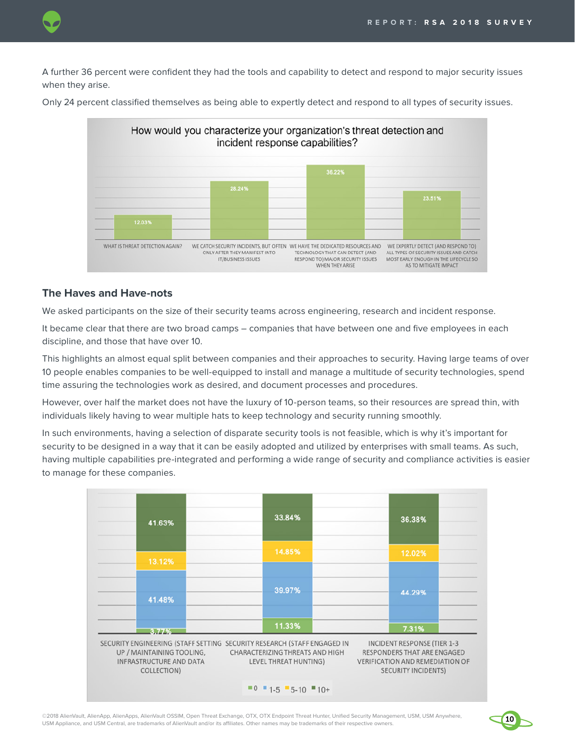A further 36 percent were confident they had the tools and capability to detect and respond to major security issues when they arise.

Only 24 percent classified themselves as being able to expertly detect and respond to all types of security issues.

How would you characterize your organization's threat detection and incident response capabilities?

| Response | Percentage |
|---|---|
| WHAT IS THREAT DETECTION AGAIN? | 12.03% |
| WE CATCH SECURITY INCIDENTS, BUT OFTEN ONLY AFTER THEY MANIFEST INTO IT/BUSINESS ISSUES | 28.24% |
| WE HAVE THE DEDICATED RESOURCES AND TECHNOLOGY THAT CAN DETECT (AND RESPOND TO) MAJOR SECURITY ISSUES WHEN THEY ARISE | 36.22% |
| WE EXPERTLY DETECT (AND RESPOND TO) ALL TYPES OF SECURITY ISSUES AND CATCH MOST EARLY ENOUGH IN THE LIFECYCLE SO AS TO MITIGATE IMPACT | 23.51% |

## The Haves and Have-nots

We asked participants on the size of their security teams across engineering, research and incident response.

It became clear that there are two broad camps – companies that have between one and five employees in each discipline, and those that have over 10.

This highlights an almost equal split between companies and their approaches to security. Having large teams of over 10 people enables companies to be well-equipped to install and manage a multitude of security technologies, spend time assuring the technologies work as desired, and document processes and procedures.

However, over half the market does not have the luxury of 10-person teams, so their resources are spread thin, with individuals likely having to wear multiple hats to keep technology and security running smoothly.

In such environments, having a selection of disparate security tools is not feasible, which is why it's important for security to be designed in a way that it can be easily adopted and utilized by enterprises with small teams. As such, having multiple capabilities pre-integrated and performing a wide range of security and compliance activities is easier to manage for these companies.

| | 0 | 1-5 | 5-10 | 10+ |
|---|---|---|---|---|
| SECURITY ENGINEERING (STAFF SETTING UP / MAINTAINING TOOLING, INFRASTRUCTURE AND DATA COLLECTION) | 3.77% | 41.48% | 13.12% | 41.63% |
| SECURITY RESEARCH (STAFF ENGAGED IN CHARACTERIZING THREATS AND HIGH LEVEL THREAT HUNTING) | 11.33% | 39.97% | 14.85% | 33.84% |
| INCIDENT RESPONSE (TIER 1-3 RESPONDERS THAT ARE ENGAGED VERIFICATION AND REMEDIATION OF SECURITY INCIDENTS) | 7.31% | 44.29% | 12.02% | 36.38% |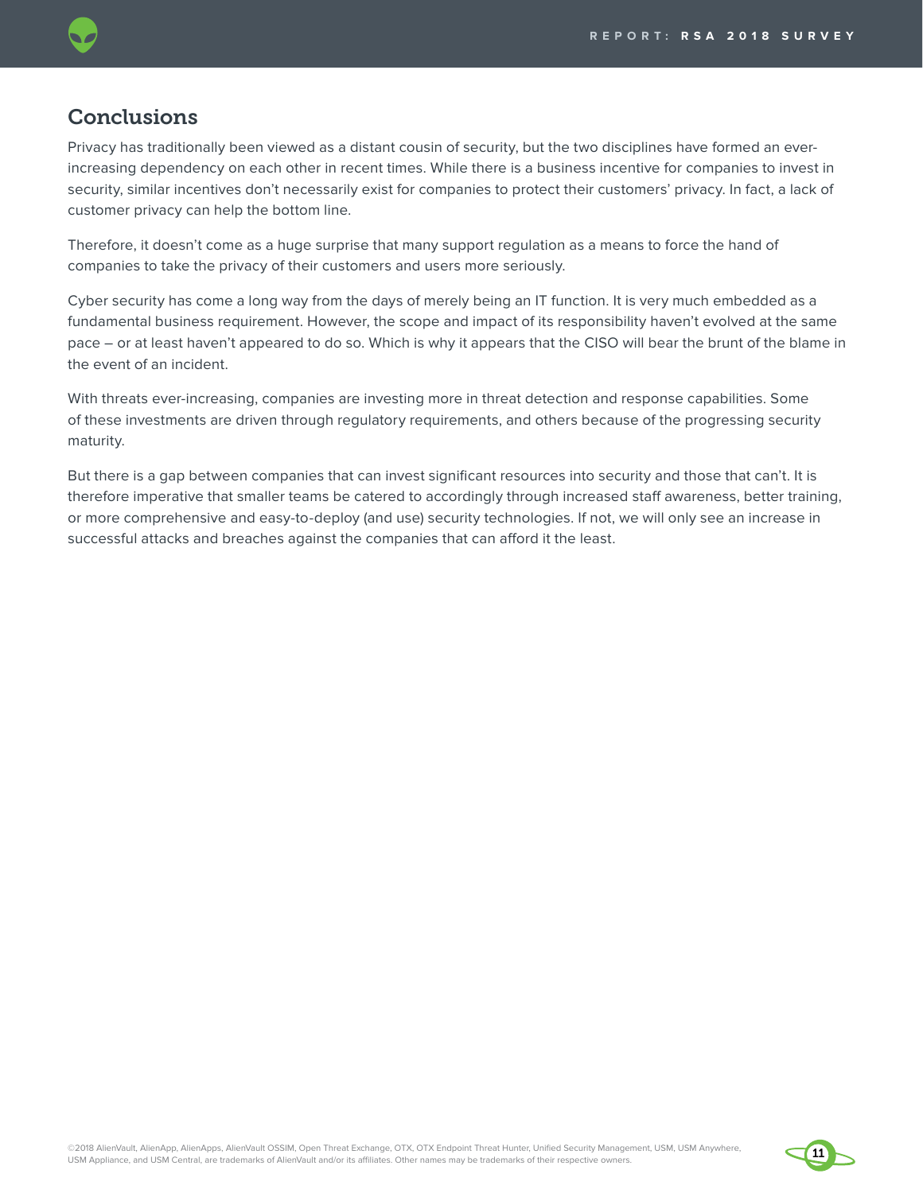## Conclusions

Privacy has traditionally been viewed as a distant cousin of security, but the two disciplines have formed an ever-increasing dependency on each other in recent times. While there is a business incentive for companies to invest in security, similar incentives don't necessarily exist for companies to protect their customers' privacy. In fact, a lack of customer privacy can help the bottom line.

Therefore, it doesn't come as a huge surprise that many support regulation as a means to force the hand of companies to take the privacy of their customers and users more seriously.

Cyber security has come a long way from the days of merely being an IT function. It is very much embedded as a fundamental business requirement. However, the scope and impact of its responsibility haven't evolved at the same pace – or at least haven't appeared to do so. Which is why it appears that the CISO will bear the brunt of the blame in the event of an incident.

With threats ever-increasing, companies are investing more in threat detection and response capabilities. Some of these investments are driven through regulatory requirements, and others because of the progressing security maturity.

But there is a gap between companies that can invest significant resources into security and those that can't. It is therefore imperative that smaller teams be catered to accordingly through increased staff awareness, better training, or more comprehensive and easy-to-deploy (and use) security technologies. If not, we will only see an increase in successful attacks and breaches against the companies that can afford it the least.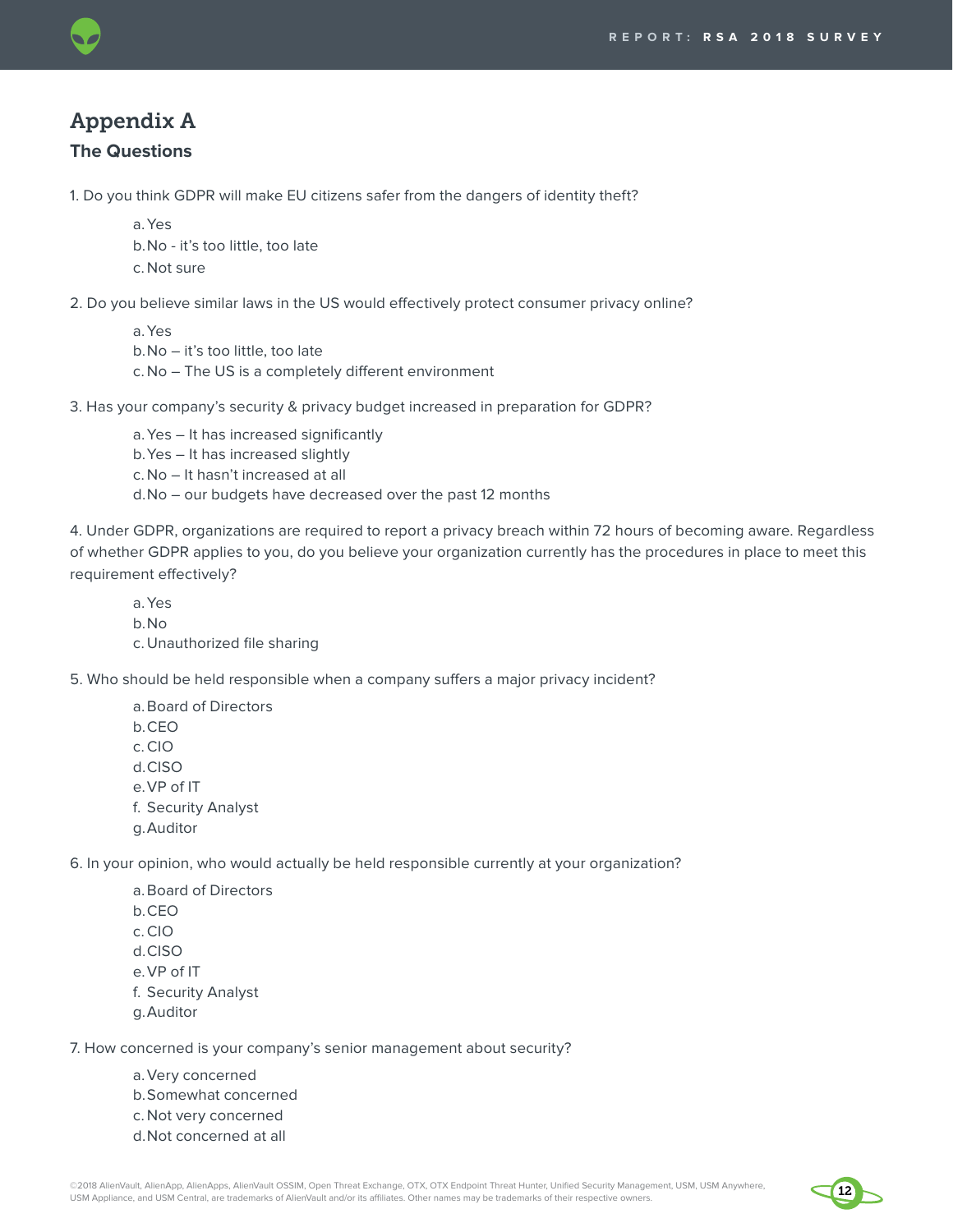# Appendix A

## The Questions

1. Do you think GDPR will make EU citizens safer from the dangers of identity theft?

   a. Yes
   b. No - it's too little, too late
   c. Not sure

2. Do you believe similar laws in the US would effectively protect consumer privacy online?

   a. Yes
   b. No – it's too little, too late
   c. No – The US is a completely different environment

3. Has your company's security & privacy budget increased in preparation for GDPR?

   a. Yes – It has increased significantly
   b. Yes – It has increased slightly
   c. No – It hasn't increased at all
   d. No – our budgets have decreased over the past 12 months

4. Under GDPR, organizations are required to report a privacy breach within 72 hours of becoming aware. Regardless of whether GDPR applies to you, do you believe your organization currently has the procedures in place to meet this requirement effectively?

   a. Yes
   b. No
   c. Unauthorized file sharing

5. Who should be held responsible when a company suffers a major privacy incident?

   a. Board of Directors
   b. CEO
   c. CIO
   d. CISO
   e. VP of IT
   f. Security Analyst
   g. Auditor

6. In your opinion, who would actually be held responsible currently at your organization?

   a. Board of Directors
   b. CEO
   c. CIO
   d. CISO
   e. VP of IT
   f. Security Analyst
   g. Auditor

7. How concerned is your company's senior management about security?

   a. Very concerned
   b. Somewhat concerned
   c. Not very concerned
   d. Not concerned at all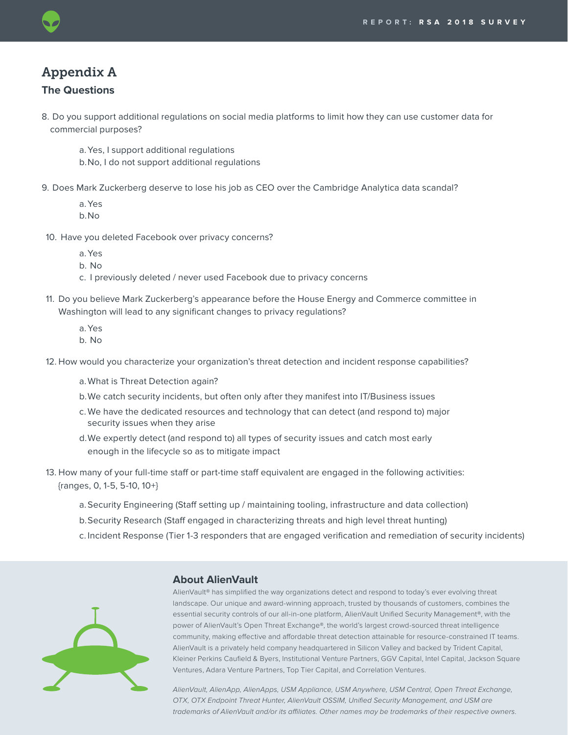# Appendix A

## The Questions

8. Do you support additional regulations on social media platforms to limit how they can use customer data for commercial purposes?

   a. Yes, I support additional regulations
   b. No, I do not support additional regulations

9. Does Mark Zuckerberg deserve to lose his job as CEO over the Cambridge Analytica data scandal?

   a. Yes
   b. No

10. Have you deleted Facebook over privacy concerns?

    a. Yes
    b. No
    c. I previously deleted / never used Facebook due to privacy concerns

11. Do you believe Mark Zuckerberg's appearance before the House Energy and Commerce committee in Washington will lead to any significant changes to privacy regulations?

    a. Yes
    b. No

12. How would you characterize your organization's threat detection and incident response capabilities?

    a. What is Threat Detection again?
    b. We catch security incidents, but often only after they manifest into IT/Business issues
    c. We have the dedicated resources and technology that can detect (and respond to) major security issues when they arise
    d. We expertly detect (and respond to) all types of security issues and catch most early enough in the lifecycle so as to mitigate impact

13. How many of your full-time staff or part-time staff equivalent are engaged in the following activities: {ranges, 0, 1-5, 5-10, 10+}

    a. Security Engineering (Staff setting up / maintaining tooling, infrastructure and data collection)
    b. Security Research (Staff engaged in characterizing threats and high level threat hunting)
    c. Incident Response (Tier 1-3 responders that are engaged verification and remediation of security incidents)

### About AlienVault

AlienVault® has simplified the way organizations detect and respond to today's ever evolving threat landscape. Our unique and award-winning approach, trusted by thousands of customers, combines the essential security controls of our all-in-one platform, AlienVault Unified Security Management®, with the power of AlienVault's Open Threat Exchange®, the world's largest crowd-sourced threat intelligence community, making effective and affordable threat detection attainable for resource-constrained IT teams. AlienVault is a privately held company headquartered in Silicon Valley and backed by Trident Capital, Kleiner Perkins Caufield & Byers, Institutional Venture Partners, GGV Capital, Intel Capital, Jackson Square Ventures, Adara Venture Partners, Top Tier Capital, and Correlation Ventures.

*AlienVault, AlienApp, AlienApps, USM Appliance, USM Anywhere, USM Central, Open Threat Exchange, OTX, OTX Endpoint Threat Hunter, AlienVault OSSIM, Unified Security Management, and USM are trademarks of AlienVault and/or its affiliates. Other names may be trademarks of their respective owners.*